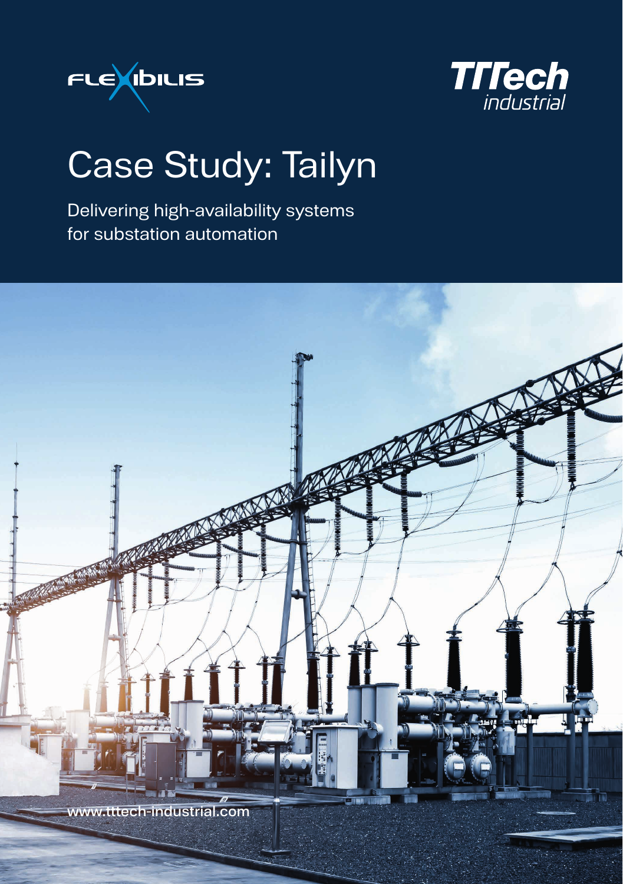FLEXIBILIS

TTTech industrial

# Case Study: Tailyn

Delivering high-availability systems for substation automation

www.tttech-industrial.com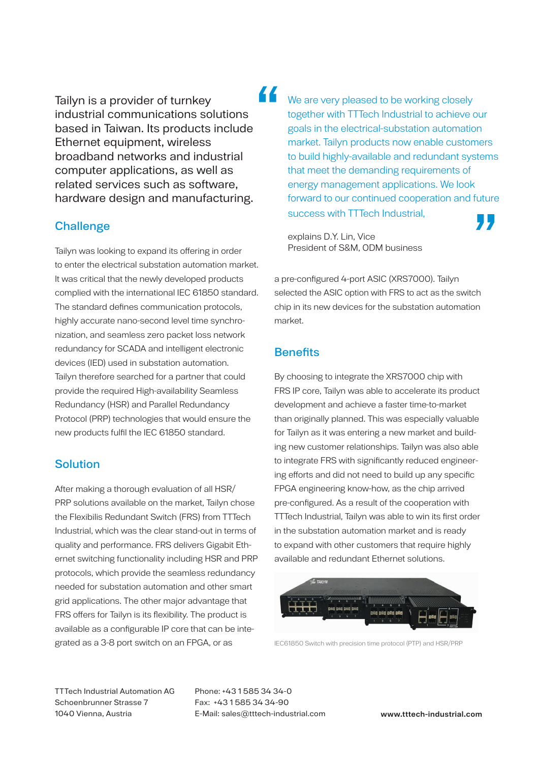Tailyn is a provider of turnkey industrial communications solutions based in Taiwan. Its products include Ethernet equipment, wireless broadband networks and industrial computer applications, as well as related services such as software, hardware design and manufacturing.

## Challenge

Tailyn was looking to expand its offering in order to enter the electrical substation automation market. It was critical that the newly developed products complied with the international IEC 61850 standard. The standard defines communication protocols, highly accurate nano-second level time synchronization, and seamless zero packet loss network redundancy for SCADA and intelligent electronic devices (IED) used in substation automation. Tailyn therefore searched for a partner that could provide the required High-availability Seamless Redundancy (HSR) and Parallel Redundancy Protocol (PRP) technologies that would ensure the new products fulfil the IEC 61850 standard.

## Solution

After making a thorough evaluation of all HSR/PRP solutions available on the market, Tailyn chose the Flexibilis Redundant Switch (FRS) from TTTech Industrial, which was the clear stand-out in terms of quality and performance. FRS delivers Gigabit Ethernet switching functionality including HSR and PRP protocols, which provide the seamless redundancy needed for substation automation and other smart grid applications. The other major advantage that FRS offers for Tailyn is its flexibility. The product is available as a configurable IP core that can be integrated as a 3-8 port switch on an FPGA, or as a pre-configured 4-port ASIC (XRS7000). Tailyn selected the ASIC option with FRS to act as the switch chip in its new devices for the substation automation market.

> "We are very pleased to be working closely together with TTTech Industrial to achieve our goals in the electrical-substation automation market. Tailyn products now enable customers to build highly-available and redundant systems that meet the demanding requirements of energy management applications. We look forward to our continued cooperation and future success with TTTech Industrial,"

explains D.Y. Lin, Vice President of S&M, ODM business

## Benefits

By choosing to integrate the XRS7000 chip with FRS IP core, Tailyn was able to accelerate its product development and achieve a faster time-to-market than originally planned. This was especially valuable for Tailyn as it was entering a new market and building new customer relationships. Tailyn was also able to integrate FRS with significantly reduced engineering efforts and did not need to build up any specific FPGA engineering know-how, as the chip arrived pre-configured. As a result of the cooperation with TTTech Industrial, Tailyn was able to win its first order in the substation automation market and is ready to expand with other customers that require highly available and redundant Ethernet solutions.

IEC61850 Switch with precision time protocol (PTP) and HSR/PRP

TTTech Industrial Automation AG
Schoenbrunner Strasse 7
1040 Vienna, Austria

Phone: +43 1 585 34 34-0
Fax: +43 1 585 34 34-90
E-Mail: sales@tttech-industrial.com

**www.tttech-industrial.com**